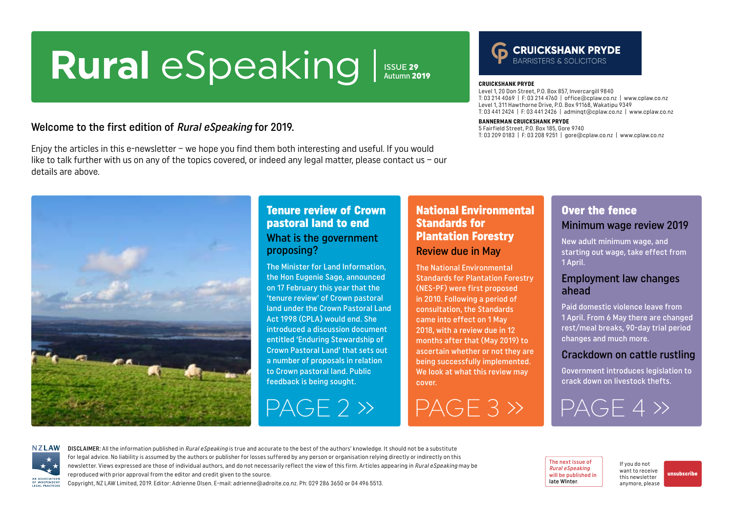# Rural eSpeaking | ISSUE 29 Autumn 2019

**CRUICKSHANK PRYDE**
BARRISTERS & SOLICITORS

**CRUICKSHANK PRYDE**
Level 1, 20 Don Street, P.O. Box 857, Invercargill 9840
T: 03 214 4069 | F: 03 214 4760 | office@cplaw.co.nz | www.cplaw.co.nz
Level 1, 311 Hawthorne Drive, P.O. Box 91168, Wakatipu 9349
T: 03 441 2424 | F: 03 441 2426 | adminqt@cplaw.co.nz | www.cplaw.co.nz

**BANNERMAN CRUICKSHANK PRYDE**
5 Fairfield Street, P.O. Box 185, Gore 9740
T: 03 209 0183 | F: 03 208 9251 | gore@cplaw.co.nz | www.cplaw.co.nz

Welcome to the first edition of *Rural eSpeaking* for 2019.

Enjoy the articles in this e-newsletter – we hope you find them both interesting and useful. If you would like to talk further with us on any of the topics covered, or indeed any legal matter, please contact us – our details are above.

## Tenure review of Crown pastoral land to end

### What is the government proposing?

The Minister for Land Information, the Hon Eugenie Sage, announced on 17 February this year that the 'tenure review' of Crown pastoral land under the Crown Pastoral Land Act 1998 (CPLA) would end. She introduced a discussion document entitled 'Enduring Stewardship of Crown Pastoral Land' that sets out a number of proposals in relation to Crown pastoral land. Public feedback is being sought.

PAGE 2 »

## National Environmental Standards for Plantation Forestry

### Review due in May

The National Environmental Standards for Plantation Forestry (NES-PF) were first proposed in 2010. Following a period of consultation, the Standards came into effect on 1 May 2018, with a review due in 12 months after that (May 2019) to ascertain whether or not they are being successfully implemented. We look at what this review may cover.

PAGE 3 »

## Over the fence

### Minimum wage review 2019

New adult minimum wage, and starting out wage, take effect from 1 April.

### Employment law changes ahead

Paid domestic violence leave from 1 April. From 6 May there are changed rest/meal breaks, 90-day trial period changes and much more.

### Crackdown on cattle rustling

Government introduces legislation to crack down on livestock thefts.

PAGE 4 »

**DISCLAIMER:** All the information published in *Rural eSpeaking* is true and accurate to the best of the authors' knowledge. It should not be a substitute for legal advice. No liability is assumed by the authors or publisher for losses suffered by any person or organisation relying directly or indirectly on this newsletter. Views expressed are those of individual authors, and do not necessarily reflect the view of this firm. Articles appearing in *Rural eSpeaking* may be reproduced with prior approval from the editor and credit given to the source.
Copyright, NZ LAW Limited, 2019. Editor: Adrienne Olsen. E-mail: adrienne@adroite.co.nz. Ph: 029 286 3650 or 04 496 5513.

The next issue of *Rural eSpeaking* will be published in late WInter.

If you do not want to receive this newsletter anymore, please unsubscribe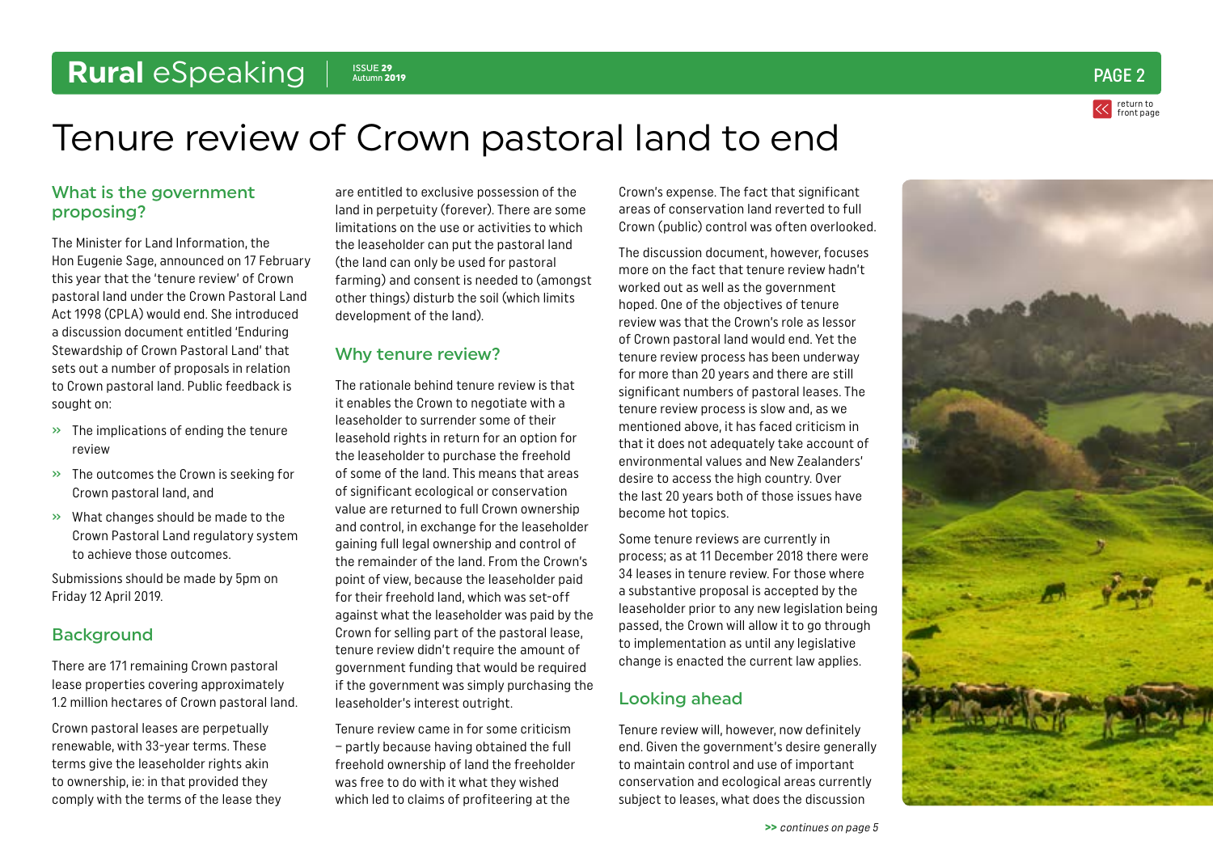# Tenure review of Crown pastoral land to end

## What is the government proposing?

The Minister for Land Information, the Hon Eugenie Sage, announced on 17 February this year that the 'tenure review' of Crown pastoral land under the Crown Pastoral Land Act 1998 (CPLA) would end. She introduced a discussion document entitled 'Enduring Stewardship of Crown Pastoral Land' that sets out a number of proposals in relation to Crown pastoral land. Public feedback is sought on:

- The implications of ending the tenure review
- The outcomes the Crown is seeking for Crown pastoral land, and
- What changes should be made to the Crown Pastoral Land regulatory system to achieve those outcomes.

Submissions should be made by 5pm on Friday 12 April 2019.

## Background

There are 171 remaining Crown pastoral lease properties covering approximately 1.2 million hectares of Crown pastoral land.

Crown pastoral leases are perpetually renewable, with 33-year terms. These terms give the leaseholder rights akin to ownership, ie: in that provided they comply with the terms of the lease they are entitled to exclusive possession of the land in perpetuity (forever). There are some limitations on the use or activities to which the leaseholder can put the pastoral land (the land can only be used for pastoral farming) and consent is needed to (amongst other things) disturb the soil (which limits development of the land).

## Why tenure review?

The rationale behind tenure review is that it enables the Crown to negotiate with a leaseholder to surrender some of their leasehold rights in return for an option for the leaseholder to purchase the freehold of some of the land. This means that areas of significant ecological or conservation value are returned to full Crown ownership and control, in exchange for the leaseholder gaining full legal ownership and control of the remainder of the land. From the Crown's point of view, because the leaseholder paid for their freehold land, which was set-off against what the leaseholder was paid by the Crown for selling part of the pastoral lease, tenure review didn't require the amount of government funding that would be required if the government was simply purchasing the leaseholder's interest outright.

Tenure review came in for some criticism – partly because having obtained the full freehold ownership of land the freeholder was free to do with it what they wished which led to claims of profiteering at the Crown's expense. The fact that significant areas of conservation land reverted to full Crown (public) control was often overlooked.

The discussion document, however, focuses more on the fact that tenure review hadn't worked out as well as the government hoped. One of the objectives of tenure review was that the Crown's role as lessor of Crown pastoral land would end. Yet the tenure review process has been underway for more than 20 years and there are still significant numbers of pastoral leases. The tenure review process is slow and, as we mentioned above, it has faced criticism in that it does not adequately take account of environmental values and New Zealanders' desire to access the high country. Over the last 20 years both of those issues have become hot topics.

Some tenure reviews are currently in process; as at 11 December 2018 there were 34 leases in tenure review. For those where a substantive proposal is accepted by the leaseholder prior to any new legislation being passed, the Crown will allow it to go through to implementation as until any legislative change is enacted the current law applies.

## Looking ahead

Tenure review will, however, now definitely end. Given the government's desire generally to maintain control and use of important conservation and ecological areas currently subject to leases, what does the discussion

*>> continues on page 5*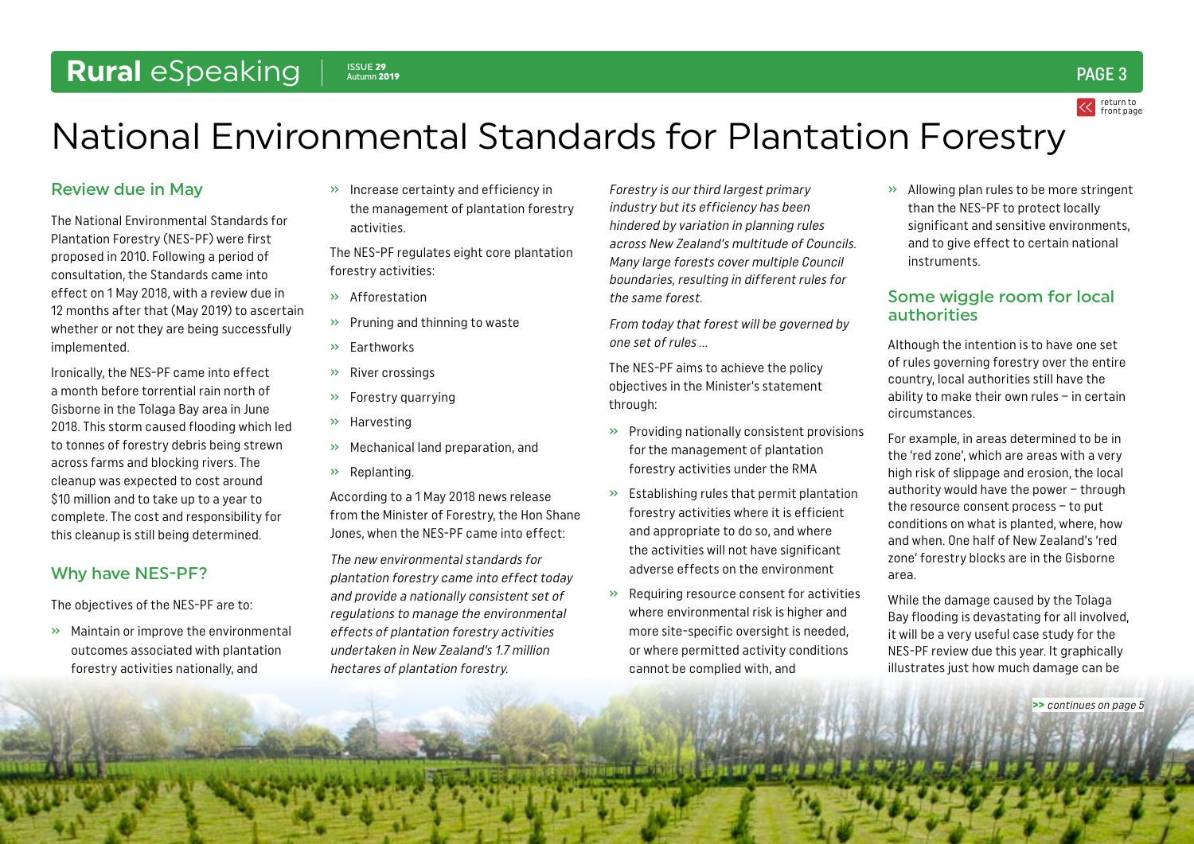# National Environmental Standards for Plantation Forestry

## Review due in May

The National Environmental Standards for Plantation Forestry (NES-PF) were first proposed in 2010. Following a period of consultation, the Standards came into effect on 1 May 2018, with a review due in 12 months after that (May 2019) to ascertain whether or not they are being successfully implemented.

Ironically, the NES-PF came into effect a month before torrential rain north of Gisborne in the Tolaga Bay area in June 2018. This storm caused flooding which led to tonnes of forestry debris being strewn across farms and blocking rivers. The cleanup was expected to cost around $10 million and to take up to a year to complete. The cost and responsibility for this cleanup is still being determined.

## Why have NES-PF?

The objectives of the NES-PF are to:

- Maintain or improve the environmental outcomes associated with plantation forestry activities nationally, and
- Increase certainty and efficiency in the management of plantation forestry activities.

The NES-PF regulates eight core plantation forestry activities:

- Afforestation
- Pruning and thinning to waste
- Earthworks
- River crossings
- Forestry quarrying
- Harvesting
- Mechanical land preparation, and
- Replanting.

According to a 1 May 2018 news release from the Minister of Forestry, the Hon Shane Jones, when the NES-PF came into effect:

*The new environmental standards for plantation forestry came into effect today and provide a nationally consistent set of regulations to manage the environmental effects of plantation forestry activities undertaken in New Zealand's 1.7 million hectares of plantation forestry.*

*Forestry is our third largest primary industry but its efficiency has been hindered by variation in planning rules across New Zealand's multitude of Councils. Many large forests cover multiple Council boundaries, resulting in different rules for the same forest.*

*From today that forest will be governed by one set of rules ...*

The NES-PF aims to achieve the policy objectives in the Minister's statement through:

- Providing nationally consistent provisions for the management of plantation forestry activities under the RMA
- Establishing rules that permit plantation forestry activities where it is efficient and appropriate to do so, and where the activities will not have significant adverse effects on the environment
- Requiring resource consent for activities where environmental risk is higher and more site-specific oversight is needed, or where permitted activity conditions cannot be complied with, and
- Allowing plan rules to be more stringent than the NES-PF to protect locally significant and sensitive environments, and to give effect to certain national instruments.

## Some wiggle room for local authorities

Although the intention is to have one set of rules governing forestry over the entire country, local authorities still have the ability to make their own rules – in certain circumstances.

For example, in areas determined to be in the 'red zone', which are areas with a very high risk of slippage and erosion, the local authority would have the power – through the resource consent process – to put conditions on what is planted, where, how and when. One half of New Zealand's 'red zone' forestry blocks are in the Gisborne area.

While the damage caused by the Tolaga Bay flooding is devastating for all involved, it will be a very useful case study for the NES-PF review due this year. It graphically illustrates just how much damage can be

>> *continues on page 5*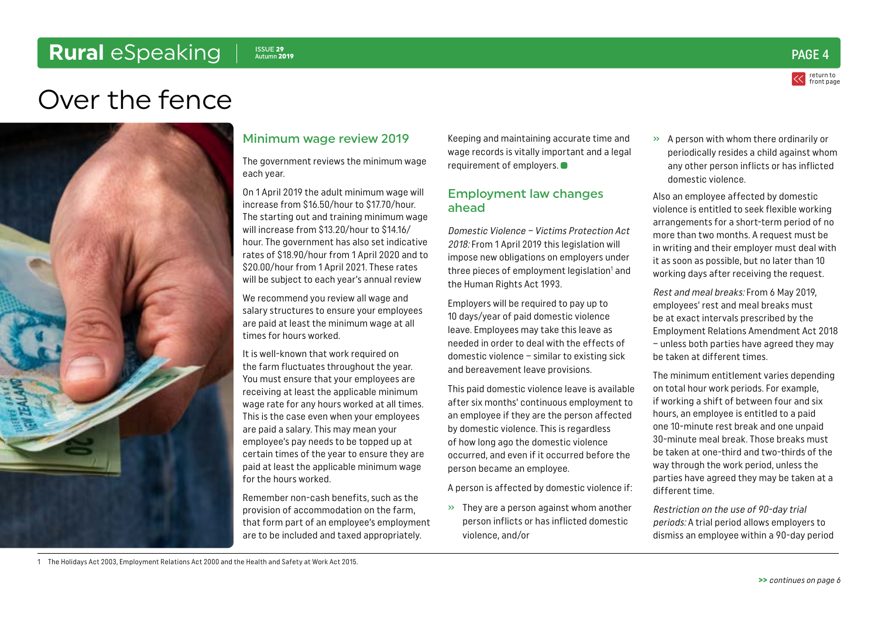# Over the fence

## Minimum wage review 2019

The government reviews the minimum wage each year.

On 1 April 2019 the adult minimum wage will increase from $16.50/hour to $17.70/hour. The starting out and training minimum wage will increase from $13.20/hour to $14.16/hour. The government has also set indicative rates of $18.90/hour from 1 April 2020 and to $20.00/hour from 1 April 2021. These rates will be subject to each year's annual review

We recommend you review all wage and salary structures to ensure your employees are paid at least the minimum wage at all times for hours worked.

It is well-known that work required on the farm fluctuates throughout the year. You must ensure that your employees are receiving at least the applicable minimum wage rate for any hours worked at all times. This is the case even when your employees are paid a salary. This may mean your employee's pay needs to be topped up at certain times of the year to ensure they are paid at least the applicable minimum wage for the hours worked.

Remember non-cash benefits, such as the provision of accommodation on the farm, that form part of an employee's employment are to be included and taxed appropriately.

Keeping and maintaining accurate time and wage records is vitally important and a legal requirement of employers.

## Employment law changes ahead

*Domestic Violence – Victims Protection Act 2018:* From 1 April 2019 this legislation will impose new obligations on employers under three pieces of employment legislation[1] and the Human Rights Act 1993.

Employers will be required to pay up to 10 days/year of paid domestic violence leave. Employees may take this leave as needed in order to deal with the effects of domestic violence – similar to existing sick and bereavement leave provisions.

This paid domestic violence leave is available after six months' continuous employment to an employee if they are the person affected by domestic violence. This is regardless of how long ago the domestic violence occurred, and even if it occurred before the person became an employee.

A person is affected by domestic violence if:

- They are a person against whom another person inflicts or has inflicted domestic violence, and/or
- A person with whom there ordinarily or periodically resides a child against whom any other person inflicts or has inflicted domestic violence.

Also an employee affected by domestic violence is entitled to seek flexible working arrangements for a short-term period of no more than two months. A request must be in writing and their employer must deal with it as soon as possible, but no later than 10 working days after receiving the request.

*Rest and meal breaks:* From 6 May 2019, employees' rest and meal breaks must be at exact intervals prescribed by the Employment Relations Amendment Act 2018 – unless both parties have agreed they may be taken at different times.

The minimum entitlement varies depending on total hour work periods. For example, if working a shift of between four and six hours, an employee is entitled to a paid one 10-minute rest break and one unpaid 30-minute meal break. Those breaks must be taken at one-third and two-thirds of the way through the work period, unless the parties have agreed they may be taken at a different time.

*Restriction on the use of 90-day trial periods:* A trial period allows employers to dismiss an employee within a 90-day period

>> *continues on page 6*

1 The Holidays Act 2003, Employment Relations Act 2000 and the Health and Safety at Work Act 2015.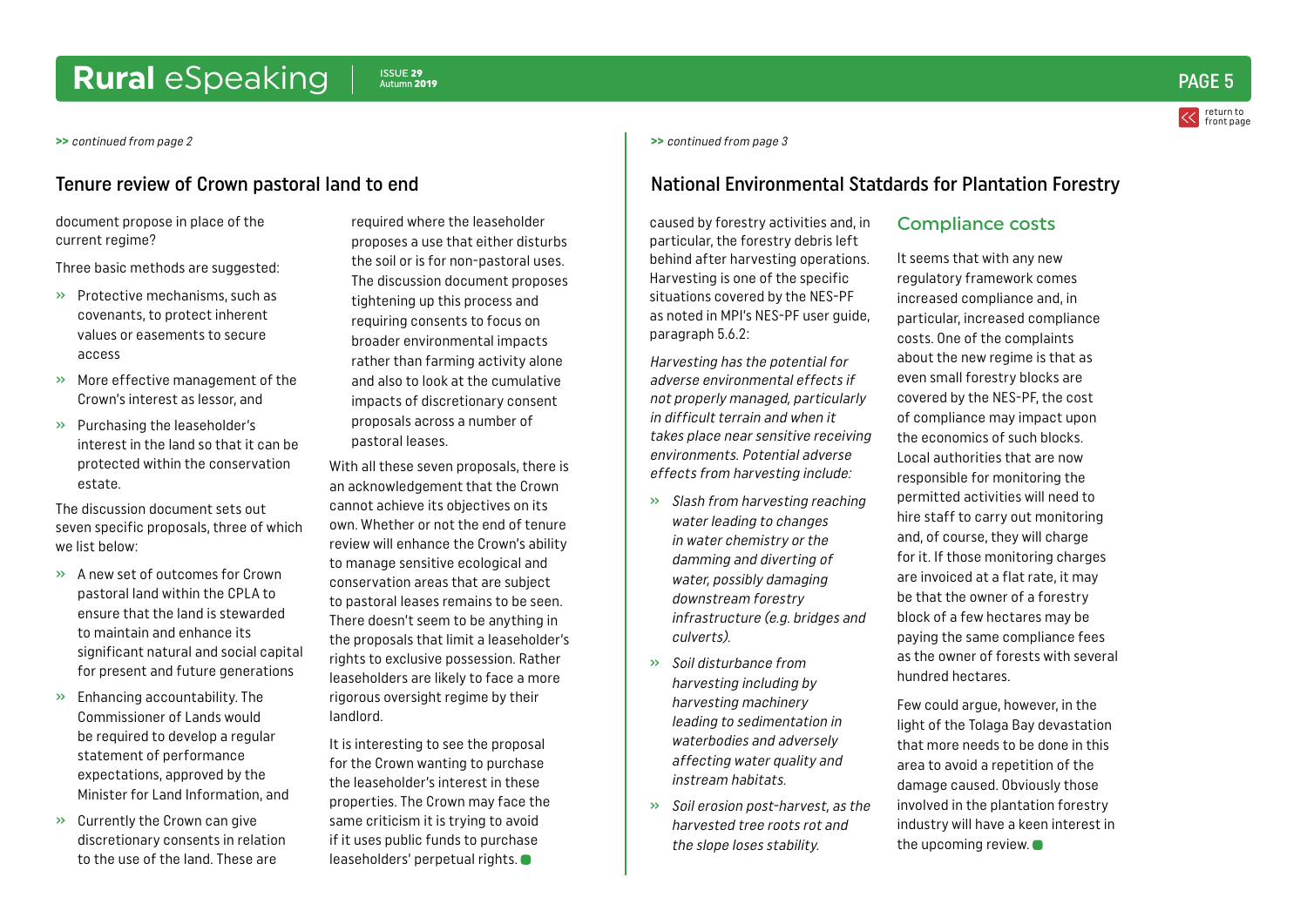*continued from page 2*

## Tenure review of Crown pastoral land to end

document propose in place of the current regime?

Three basic methods are suggested:

- Protective mechanisms, such as covenants, to protect inherent values or easements to secure access
- More effective management of the Crown's interest as lessor, and
- Purchasing the leaseholder's interest in the land so that it can be protected within the conservation estate.

The discussion document sets out seven specific proposals, three of which we list below:

- A new set of outcomes for Crown pastoral land within the CPLA to ensure that the land is stewarded to maintain and enhance its significant natural and social capital for present and future generations
- Enhancing accountability. The Commissioner of Lands would be required to develop a regular statement of performance expectations, approved by the Minister for Land Information, and
- Currently the Crown can give discretionary consents in relation to the use of the land. These are required where the leaseholder proposes a use that either disturbs the soil or is for non-pastoral uses. The discussion document proposes tightening up this process and requiring consents to focus on broader environmental impacts rather than farming activity alone and also to look at the cumulative impacts of discretionary consent proposals across a number of pastoral leases.

With all these seven proposals, there is an acknowledgement that the Crown cannot achieve its objectives on its own. Whether or not the end of tenure review will enhance the Crown's ability to manage sensitive ecological and conservation areas that are subject to pastoral leases remains to be seen. There doesn't seem to be anything in the proposals that limit a leaseholder's rights to exclusive possession. Rather leaseholders are likely to face a more rigorous oversight regime by their landlord.

It is interesting to see the proposal for the Crown wanting to purchase the leaseholder's interest in these properties. The Crown may face the same criticism it is trying to avoid if it uses public funds to purchase leaseholders' perpetual rights.

*continued from page 3*

## National Environmental Statdards for Plantation Forestry

caused by forestry activities and, in particular, the forestry debris left behind after harvesting operations. Harvesting is one of the specific situations covered by the NES-PF as noted in MPI's NES-PF user guide, paragraph 5.6.2:

*Harvesting has the potential for adverse environmental effects if not properly managed, particularly in difficult terrain and when it takes place near sensitive receiving environments. Potential adverse effects from harvesting include:*

- *Slash from harvesting reaching water leading to changes in water chemistry or the damming and diverting of water, possibly damaging downstream forestry infrastructure (e.g. bridges and culverts).*
- *Soil disturbance from harvesting including by harvesting machinery leading to sedimentation in waterbodies and adversely affecting water quality and instream habitats.*
- *Soil erosion post-harvest, as the harvested tree roots rot and the slope loses stability.*

### Compliance costs

It seems that with any new regulatory framework comes increased compliance and, in particular, increased compliance costs. One of the complaints about the new regime is that as even small forestry blocks are covered by the NES-PF, the cost of compliance may impact upon the economics of such blocks. Local authorities that are now responsible for monitoring the permitted activities will need to hire staff to carry out monitoring and, of course, they will charge for it. If those monitoring charges are invoiced at a flat rate, it may be that the owner of a forestry block of a few hectares may be paying the same compliance fees as the owner of forests with several hundred hectares.

Few could argue, however, in the light of the Tolaga Bay devastation that more needs to be done in this area to avoid a repetition of the damage caused. Obviously those involved in the plantation forestry industry will have a keen interest in the upcoming review.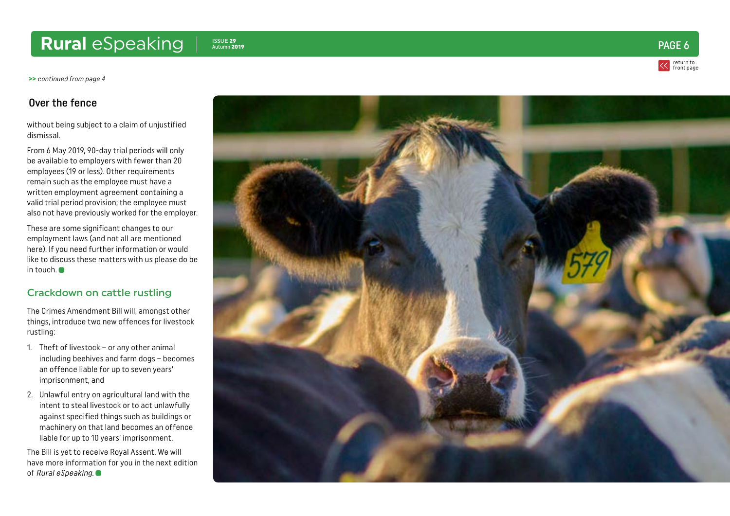>> *continued from page 4*

## Over the fence

without being subject to a claim of unjustified dismissal.

From 6 May 2019, 90-day trial periods will only be available to employers with fewer than 20 employees (19 or less). Other requirements remain such as the employee must have a written employment agreement containing a valid trial period provision; the employee must also not have previously worked for the employer.

These are some significant changes to our employment laws (and not all are mentioned here). If you need further information or would like to discuss these matters with us please do be in touch.

## Crackdown on cattle rustling

The Crimes Amendment Bill will, amongst other things, introduce two new offences for livestock rustling:

1. Theft of livestock – or any other animal including beehives and farm dogs – becomes an offence liable for up to seven years' imprisonment, and
2. Unlawful entry on agricultural land with the intent to steal livestock or to act unlawfully against specified things such as buildings or machinery on that land becomes an offence liable for up to 10 years' imprisonment.

The Bill is yet to receive Royal Assent. We will have more information for you in the next edition of *Rural eSpeaking.*